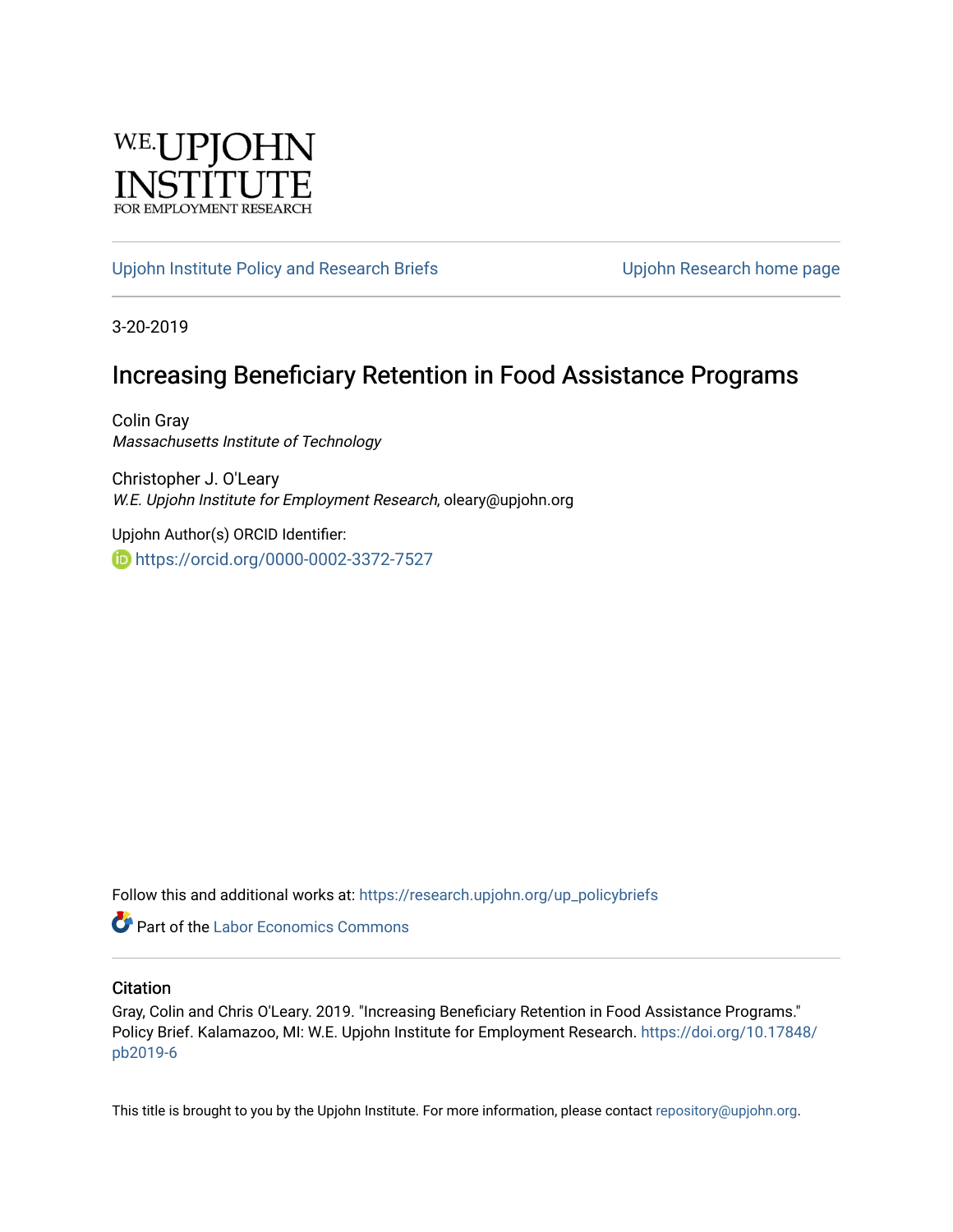W.E. UPJOHN INSTITUTE FOR EMPLOYMENT RESEARCH

Upjohn Institute Policy and Research Briefs | Upjohn Research home page

3-20-2019

# Increasing Beneficiary Retention in Food Assistance Programs

Colin Gray
*Massachusetts Institute of Technology*

Christopher J. O'Leary
*W.E. Upjohn Institute for Employment Research*, oleary@upjohn.org

Upjohn Author(s) ORCID Identifier:

https://orcid.org/0000-0002-3372-7527

Follow this and additional works at: https://research.upjohn.org/up_policybriefs

Part of the Labor Economics Commons

## Citation

Gray, Colin and Chris O'Leary. 2019. "Increasing Beneficiary Retention in Food Assistance Programs." Policy Brief. Kalamazoo, MI: W.E. Upjohn Institute for Employment Research. https://doi.org/10.17848/pb2019-6

This title is brought to you by the Upjohn Institute. For more information, please contact repository@upjohn.org.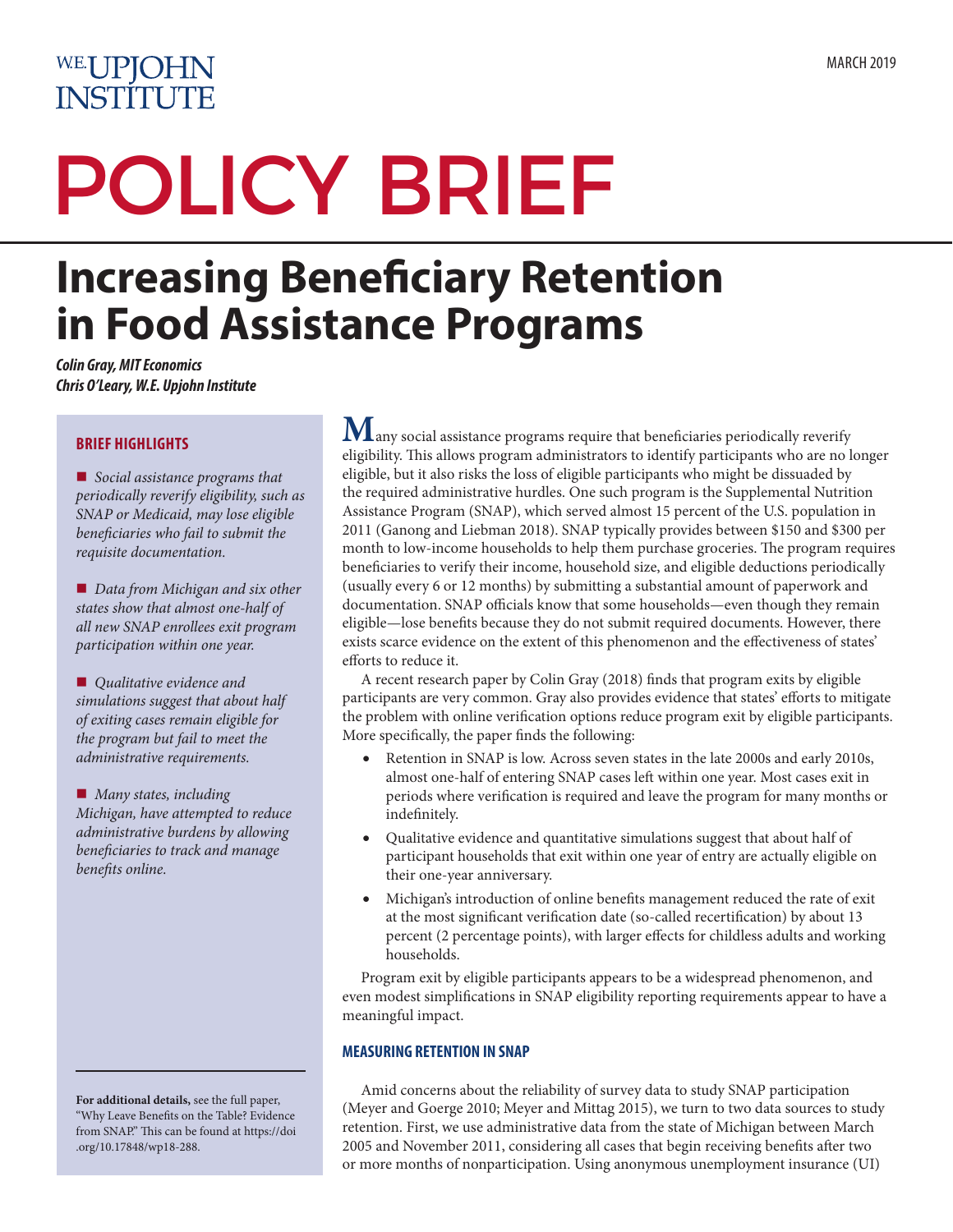W.E. UPJOHN INSTITUTE

MARCH 2019

# POLICY BRIEF

## Increasing Beneficiary Retention in Food Assistance Programs

***Colin Gray, MIT Economics***
***Chris O'Leary, W.E. Upjohn Institute***

**BRIEF HIGHLIGHTS**

- *Social assistance programs that periodically reverify eligibility, such as SNAP or Medicaid, may lose eligible beneficiaries who fail to submit the requisite documentation.*
- *Data from Michigan and six other states show that almost one-half of all new SNAP enrollees exit program participation within one year.*
- *Qualitative evidence and simulations suggest that about half of exiting cases remain eligible for the program but fail to meet the administrative requirements.*
- *Many states, including Michigan, have attempted to reduce administrative burdens by allowing beneficiaries to track and manage benefits online.*

**For additional details,** see the full paper, "Why Leave Benefits on the Table? Evidence from SNAP." This can be found at https://doi.org/10.17848/wp18-288.

Many social assistance programs require that beneficiaries periodically reverify eligibility. This allows program administrators to identify participants who are no longer eligible, but it also risks the loss of eligible participants who might be dissuaded by the required administrative hurdles. One such program is the Supplemental Nutrition Assistance Program (SNAP), which served almost 15 percent of the U.S. population in 2011 (Ganong and Liebman 2018). SNAP typically provides between \$150 and \$300 per month to low-income households to help them purchase groceries. The program requires beneficiaries to verify their income, household size, and eligible deductions periodically (usually every 6 or 12 months) by submitting a substantial amount of paperwork and documentation. SNAP officials know that some households—even though they remain eligible—lose benefits because they do not submit required documents. However, there exists scarce evidence on the extent of this phenomenon and the effectiveness of states' efforts to reduce it.

A recent research paper by Colin Gray (2018) finds that program exits by eligible participants are very common. Gray also provides evidence that states' efforts to mitigate the problem with online verification options reduce program exit by eligible participants. More specifically, the paper finds the following:

- Retention in SNAP is low. Across seven states in the late 2000s and early 2010s, almost one-half of entering SNAP cases left within one year. Most cases exit in periods where verification is required and leave the program for many months or indefinitely.
- Qualitative evidence and quantitative simulations suggest that about half of participant households that exit within one year of entry are actually eligible on their one-year anniversary.
- Michigan's introduction of online benefits management reduced the rate of exit at the most significant verification date (so-called recertification) by about 13 percent (2 percentage points), with larger effects for childless adults and working households.

Program exit by eligible participants appears to be a widespread phenomenon, and even modest simplifications in SNAP eligibility reporting requirements appear to have a meaningful impact.

### MEASURING RETENTION IN SNAP

Amid concerns about the reliability of survey data to study SNAP participation (Meyer and Goerge 2010; Meyer and Mittag 2015), we turn to two data sources to study retention. First, we use administrative data from the state of Michigan between March 2005 and November 2011, considering all cases that begin receiving benefits after two or more months of nonparticipation. Using anonymous unemployment insurance (UI)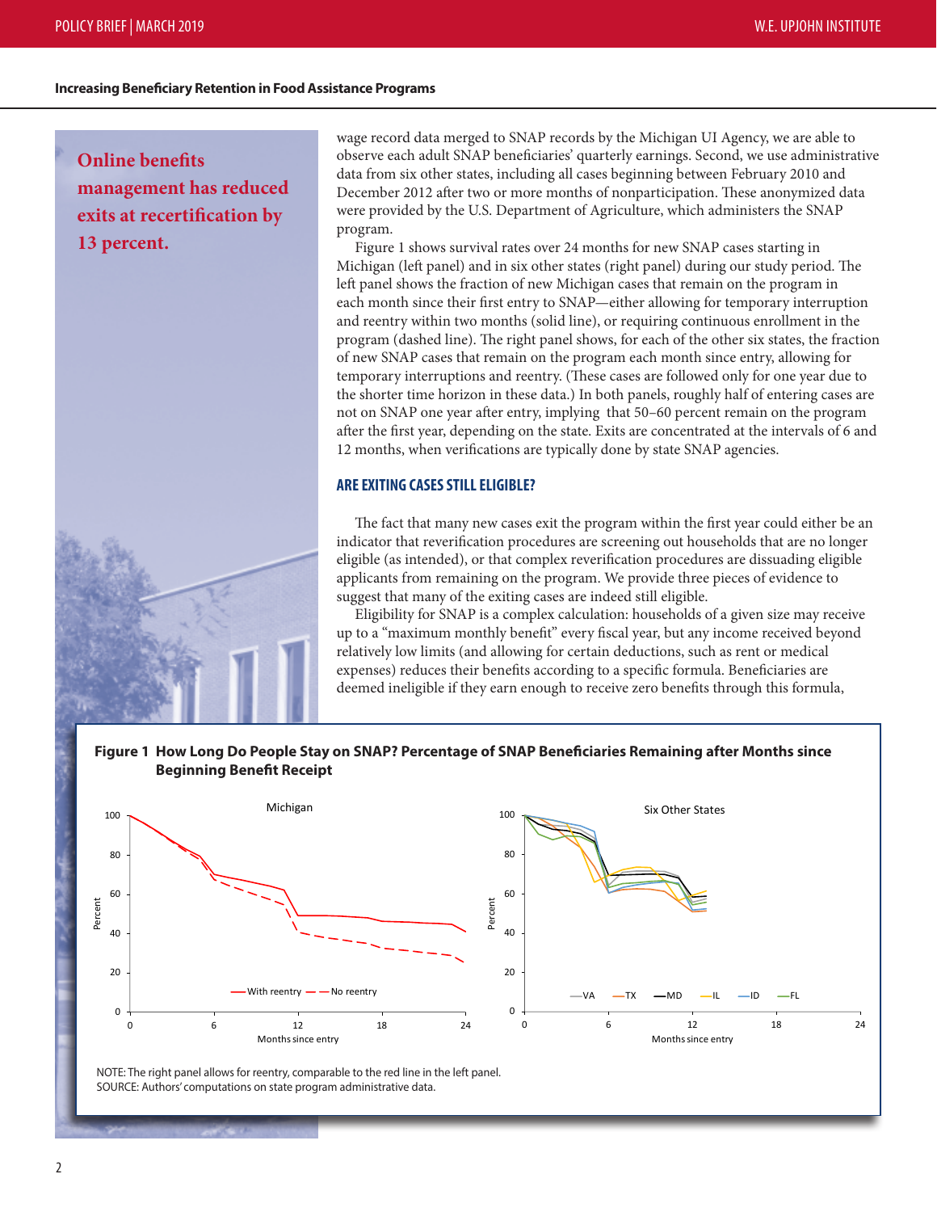**Online benefits management has reduced exits at recertification by 13 percent.**

wage record data merged to SNAP records by the Michigan UI Agency, we are able to observe each adult SNAP beneficiaries' quarterly earnings. Second, we use administrative data from six other states, including all cases beginning between February 2010 and December 2012 after two or more months of nonparticipation. These anonymized data were provided by the U.S. Department of Agriculture, which administers the SNAP program.

Figure 1 shows survival rates over 24 months for new SNAP cases starting in Michigan (left panel) and in six other states (right panel) during our study period. The left panel shows the fraction of new Michigan cases that remain on the program in each month since their first entry to SNAP—either allowing for temporary interruption and reentry within two months (solid line), or requiring continuous enrollment in the program (dashed line). The right panel shows, for each of the other six states, the fraction of new SNAP cases that remain on the program each month since entry, allowing for temporary interruptions and reentry. (These cases are followed only for one year due to the shorter time horizon in these data.) In both panels, roughly half of entering cases are not on SNAP one year after entry, implying that 50–60 percent remain on the program after the first year, depending on the state. Exits are concentrated at the intervals of 6 and 12 months, when verifications are typically done by state SNAP agencies.

## ARE EXITING CASES STILL ELIGIBLE?

The fact that many new cases exit the program within the first year could either be an indicator that reverification procedures are screening out households that are no longer eligible (as intended), or that complex reverification procedures are dissuading eligible applicants from remaining on the program. We provide three pieces of evidence to suggest that many of the exiting cases are indeed still eligible.

Eligibility for SNAP is a complex calculation: households of a given size may receive up to a "maximum monthly benefit" every fiscal year, but any income received beyond relatively low limits (and allowing for certain deductions, such as rent or medical expenses) reduces their benefits according to a specific formula. Beneficiaries are deemed ineligible if they earn enough to receive zero benefits through this formula,

**Figure 1 How Long Do People Stay on SNAP? Percentage of SNAP Beneficiaries Remaining after Months since Beginning Benefit Receipt**

NOTE: The right panel allows for reentry, comparable to the red line in the left panel.
SOURCE: Authors' computations on state program administrative data.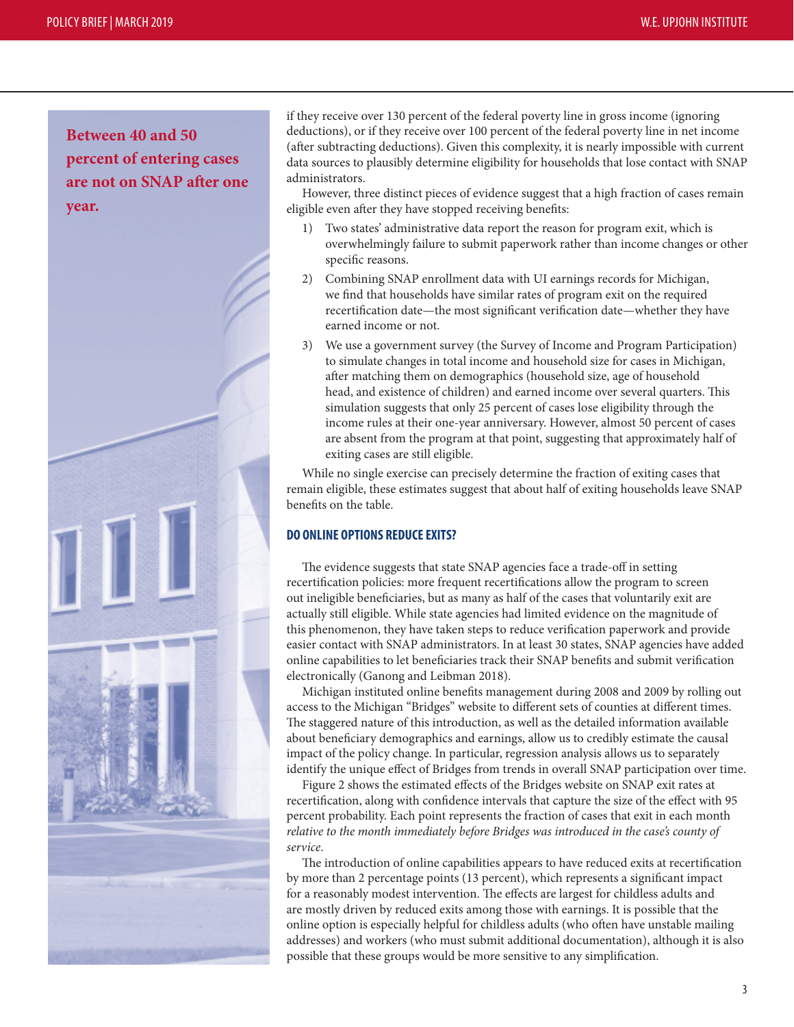**Between 40 and 50 percent of entering cases are not on SNAP after one year.**

if they receive over 130 percent of the federal poverty line in gross income (ignoring deductions), or if they receive over 100 percent of the federal poverty line in net income (after subtracting deductions). Given this complexity, it is nearly impossible with current data sources to plausibly determine eligibility for households that lose contact with SNAP administrators.

However, three distinct pieces of evidence suggest that a high fraction of cases remain eligible even after they have stopped receiving benefits:

1) Two states' administrative data report the reason for program exit, which is overwhelmingly failure to submit paperwork rather than income changes or other specific reasons.
2) Combining SNAP enrollment data with UI earnings records for Michigan, we find that households have similar rates of program exit on the required recertification date—the most significant verification date—whether they have earned income or not.
3) We use a government survey (the Survey of Income and Program Participation) to simulate changes in total income and household size for cases in Michigan, after matching them on demographics (household size, age of household head, and existence of children) and earned income over several quarters. This simulation suggests that only 25 percent of cases lose eligibility through the income rules at their one-year anniversary. However, almost 50 percent of cases are absent from the program at that point, suggesting that approximately half of exiting cases are still eligible.

While no single exercise can precisely determine the fraction of exiting cases that remain eligible, these estimates suggest that about half of exiting households leave SNAP benefits on the table.

## DO ONLINE OPTIONS REDUCE EXITS?

The evidence suggests that state SNAP agencies face a trade-off in setting recertification policies: more frequent recertifications allow the program to screen out ineligible beneficiaries, but as many as half of the cases that voluntarily exit are actually still eligible. While state agencies had limited evidence on the magnitude of this phenomenon, they have taken steps to reduce verification paperwork and provide easier contact with SNAP administrators. In at least 30 states, SNAP agencies have added online capabilities to let beneficiaries track their SNAP benefits and submit verification electronically (Ganong and Leibman 2018).

Michigan instituted online benefits management during 2008 and 2009 by rolling out access to the Michigan "Bridges" website to different sets of counties at different times. The staggered nature of this introduction, as well as the detailed information available about beneficiary demographics and earnings, allow us to credibly estimate the causal impact of the policy change. In particular, regression analysis allows us to separately identify the unique effect of Bridges from trends in overall SNAP participation over time.

Figure 2 shows the estimated effects of the Bridges website on SNAP exit rates at recertification, along with confidence intervals that capture the size of the effect with 95 percent probability. Each point represents the fraction of cases that exit in each month *relative to the month immediately before Bridges was introduced in the case's county of service*.

The introduction of online capabilities appears to have reduced exits at recertification by more than 2 percentage points (13 percent), which represents a significant impact for a reasonably modest intervention. The effects are largest for childless adults and are mostly driven by reduced exits among those with earnings. It is possible that the online option is especially helpful for childless adults (who often have unstable mailing addresses) and workers (who must submit additional documentation), although it is also possible that these groups would be more sensitive to any simplification.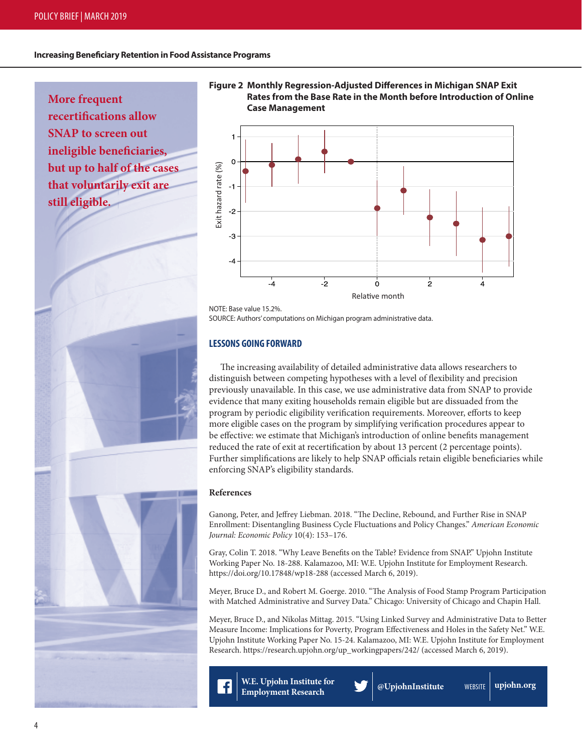More frequent recertifications allow SNAP to screen out ineligible beneficiaries, but up to half of the cases that voluntarily exit are still eligible.

**Figure 2 Monthly Regression-Adjusted Differences in Michigan SNAP Exit Rates from the Base Rate in the Month before Introduction of Online Case Management**

Exit hazard rate (%)

1
0
-1
-2
-3
-4

-4
-2
0
2
4

Relative month

NOTE: Base value 15.2%.
SOURCE: Authors' computations on Michigan program administrative data.

## LESSONS GOING FORWARD

The increasing availability of detailed administrative data allows researchers to distinguish between competing hypotheses with a level of flexibility and precision previously unavailable. In this case, we use administrative data from SNAP to provide evidence that many exiting households remain eligible but are dissuaded from the program by periodic eligibility verification requirements. Moreover, efforts to keep more eligible cases on the program by simplifying verification procedures appear to be effective: we estimate that Michigan's introduction of online benefits management reduced the rate of exit at recertification by about 13 percent (2 percentage points). Further simplifications are likely to help SNAP officials retain eligible beneficiaries while enforcing SNAP's eligibility standards.

### References

Ganong, Peter, and Jeffrey Liebman. 2018. "The Decline, Rebound, and Further Rise in SNAP Enrollment: Disentangling Business Cycle Fluctuations and Policy Changes." *American Economic Journal: Economic Policy* 10(4): 153–176.

Gray, Colin T. 2018. "Why Leave Benefits on the Table? Evidence from SNAP." Upjohn Institute Working Paper No. 18-288. Kalamazoo, MI: W.E. Upjohn Institute for Employment Research. https://doi.org/10.17848/wp18-288 (accessed March 6, 2019).

Meyer, Bruce D., and Robert M. Goerge. 2010. "The Analysis of Food Stamp Program Participation with Matched Administrative and Survey Data." Chicago: University of Chicago and Chapin Hall.

Meyer, Bruce D., and Nikolas Mittag. 2015. "Using Linked Survey and Administrative Data to Better Measure Income: Implications for Poverty, Program Effectiveness and Holes in the Safety Net." W.E. Upjohn Institute Working Paper No. 15-24. Kalamazoo, MI: W.E. Upjohn Institute for Employment Research. https://research.upjohn.org/up_workingpapers/242/ (accessed March 6, 2019).

W.E. Upjohn Institute for Employment Research | @UpjohnInstitute | WEBSITE upjohn.org